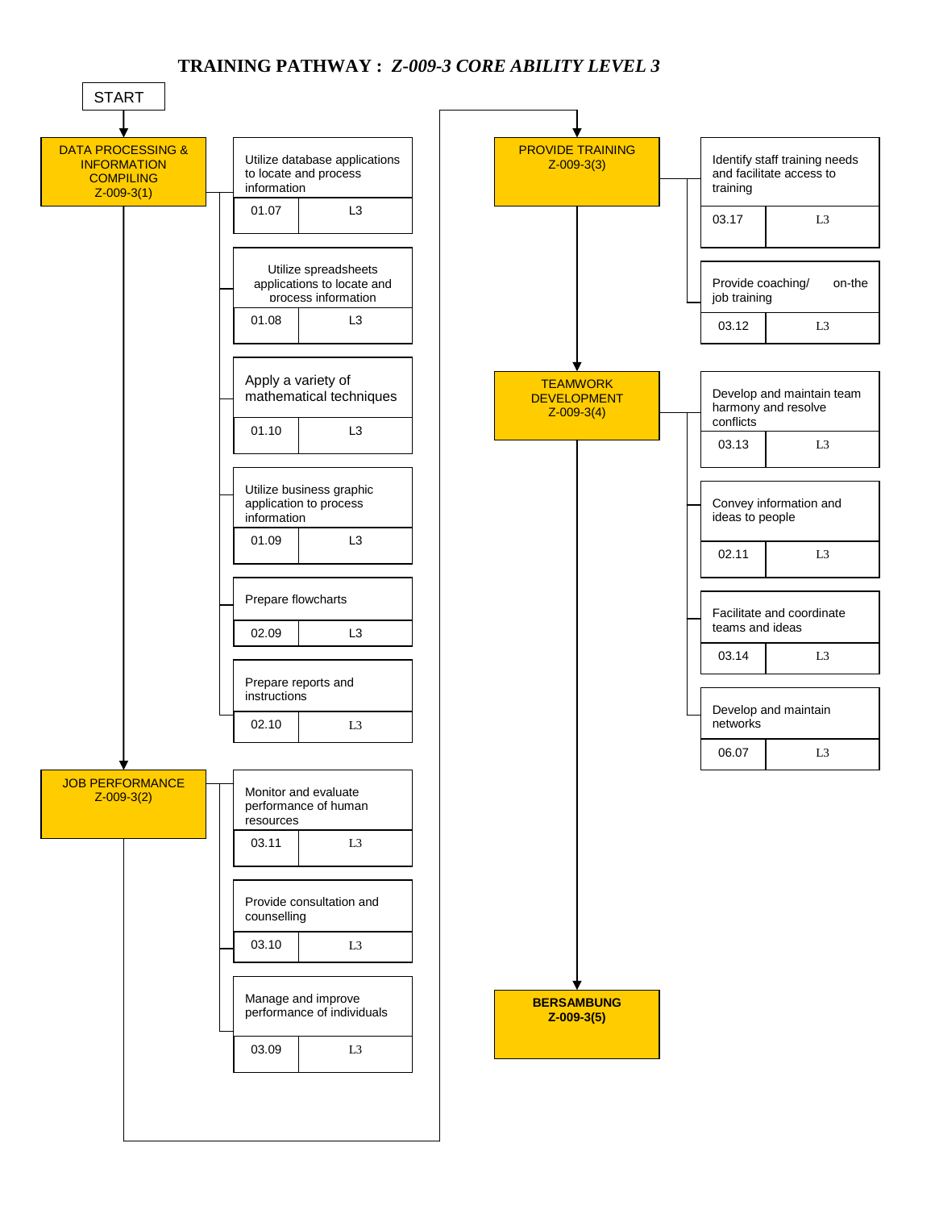# TRAINING PATHWAY : *Z-009-3 CORE ABILITY LEVEL 3*

START

## DATA PROCESSING & INFORMATION COMPILING Z-009-3(1)

| Competency | Code | Level |
| --- | --- | --- |
| Utilize database applications to locate and process information | 01.07 | L3 |
| Utilize spreadsheets applications to locate and process information | 01.08 | L3 |
| Apply a variety of mathematical techniques | 01.10 | L3 |
| Utilize business graphic application to process information | 01.09 | L3 |
| Prepare flowcharts | 02.09 | L3 |
| Prepare reports and instructions | 02.10 | L3 |

## JOB PERFORMANCE Z-009-3(2)

| Competency | Code | Level |
| --- | --- | --- |
| Monitor and evaluate performance of human resources | 03.11 | L3 |
| Provide consultation and counselling | 03.10 | L3 |
| Manage and improve performance of individuals | 03.09 | L3 |

## PROVIDE TRAINING Z-009-3(3)

| Competency | Code | Level |
| --- | --- | --- |
| Identify staff training needs and facilitate access to training | 03.17 | L3 |
| Provide coaching/ on-the job training | 03.12 | L3 |

## TEAMWORK DEVELOPMENT Z-009-3(4)

| Competency | Code | Level |
| --- | --- | --- |
| Develop and maintain team harmony and resolve conflicts | 03.13 | L3 |
| Convey information and ideas to people | 02.11 | L3 |
| Facilitate and coordinate teams and ideas | 03.14 | L3 |
| Develop and maintain networks | 06.07 | L3 |

**BERSAMBUNG Z-009-3(5)**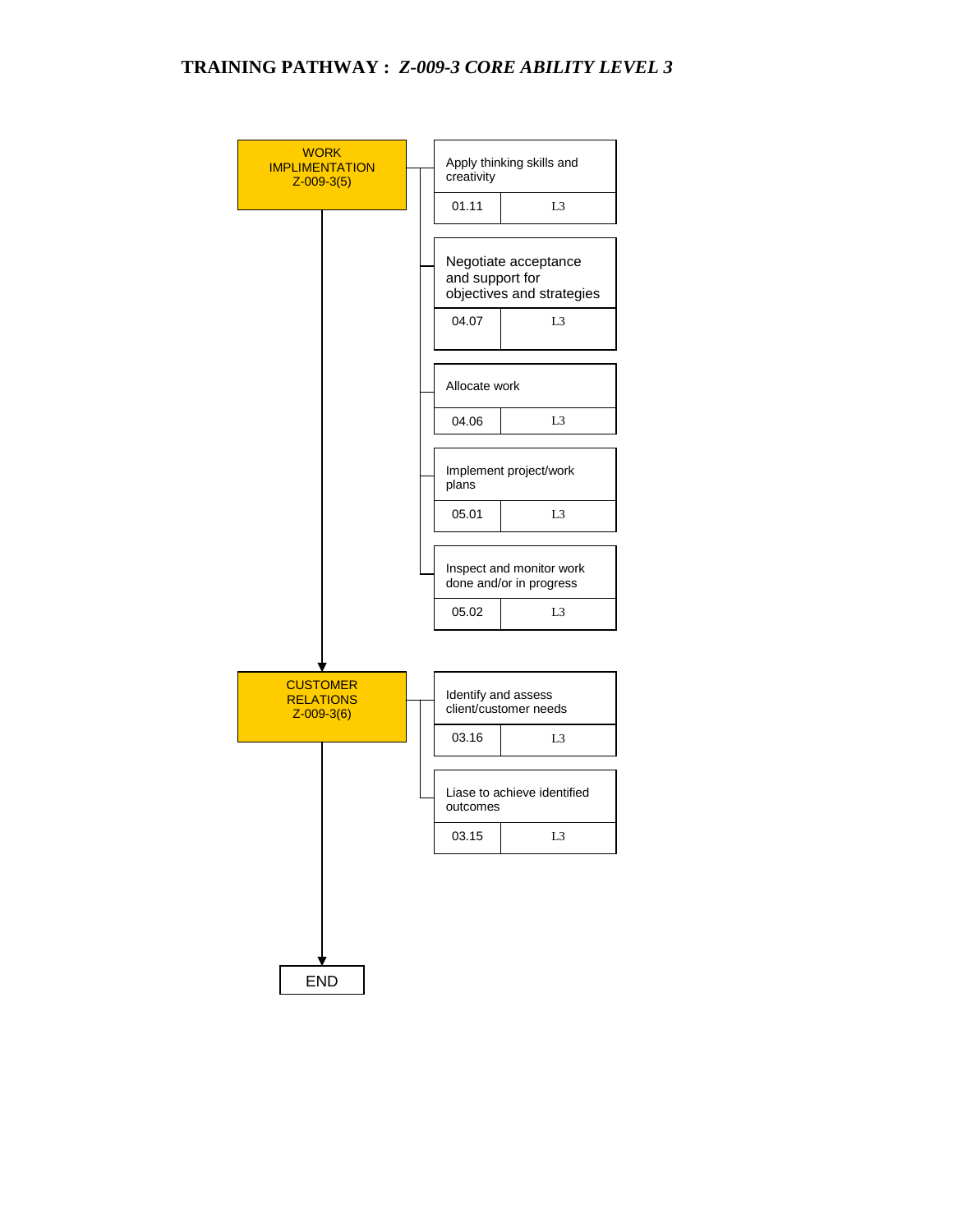## TRAINING PATHWAY : *Z-009-3 CORE ABILITY LEVEL 3*

**WORK IMPLIMENTATION Z-009-3(5)**

| | | |
|---|---|---|
| Apply thinking skills and creativity | 01.11 | L3 |
| Negotiate acceptance and support for objectives and strategies | 04.07 | L3 |
| Allocate work | 04.06 | L3 |
| Implement project/work plans | 05.01 | L3 |
| Inspect and monitor work done and/or in progress | 05.02 | L3 |

**CUSTOMER RELATIONS Z-009-3(6)**

| | | |
|---|---|---|
| Identify and assess client/customer needs | 03.16 | L3 |
| Liase to achieve identified outcomes | 03.15 | L3 |

END